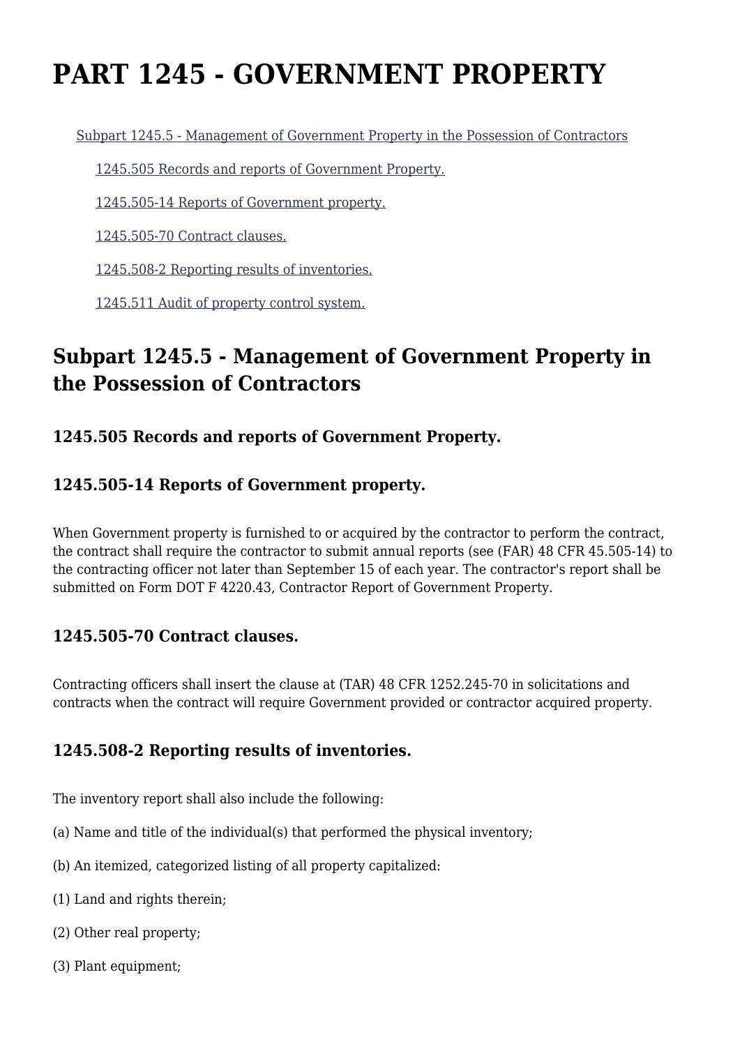# PART 1245 - GOVERNMENT PROPERTY

Subpart 1245.5 - Management of Government Property in the Possession of Contractors

1245.505 Records and reports of Government Property.

1245.505-14 Reports of Government property.

1245.505-70 Contract clauses.

1245.508-2 Reporting results of inventories.

1245.511 Audit of property control system.

## Subpart 1245.5 - Management of Government Property in the Possession of Contractors

### 1245.505 Records and reports of Government Property.

### 1245.505-14 Reports of Government property.

When Government property is furnished to or acquired by the contractor to perform the contract, the contract shall require the contractor to submit annual reports (see (FAR) 48 CFR 45.505-14) to the contracting officer not later than September 15 of each year. The contractor's report shall be submitted on Form DOT F 4220.43, Contractor Report of Government Property.

### 1245.505-70 Contract clauses.

Contracting officers shall insert the clause at (TAR) 48 CFR 1252.245-70 in solicitations and contracts when the contract will require Government provided or contractor acquired property.

### 1245.508-2 Reporting results of inventories.

The inventory report shall also include the following:

(a) Name and title of the individual(s) that performed the physical inventory;

(b) An itemized, categorized listing of all property capitalized:

(1) Land and rights therein;

(2) Other real property;

(3) Plant equipment;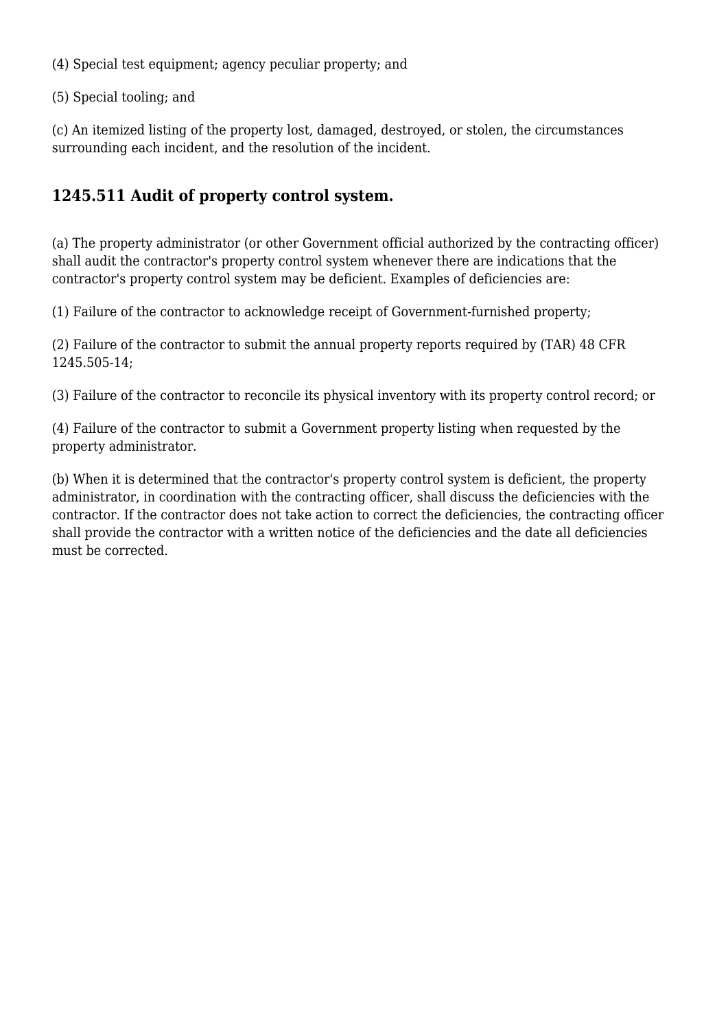(4) Special test equipment; agency peculiar property; and

(5) Special tooling; and

(c) An itemized listing of the property lost, damaged, destroyed, or stolen, the circumstances surrounding each incident, and the resolution of the incident.

## 1245.511 Audit of property control system.

(a) The property administrator (or other Government official authorized by the contracting officer) shall audit the contractor's property control system whenever there are indications that the contractor's property control system may be deficient. Examples of deficiencies are:

(1) Failure of the contractor to acknowledge receipt of Government-furnished property;

(2) Failure of the contractor to submit the annual property reports required by (TAR) 48 CFR 1245.505-14;

(3) Failure of the contractor to reconcile its physical inventory with its property control record; or

(4) Failure of the contractor to submit a Government property listing when requested by the property administrator.

(b) When it is determined that the contractor's property control system is deficient, the property administrator, in coordination with the contracting officer, shall discuss the deficiencies with the contractor. If the contractor does not take action to correct the deficiencies, the contracting officer shall provide the contractor with a written notice of the deficiencies and the date all deficiencies must be corrected.